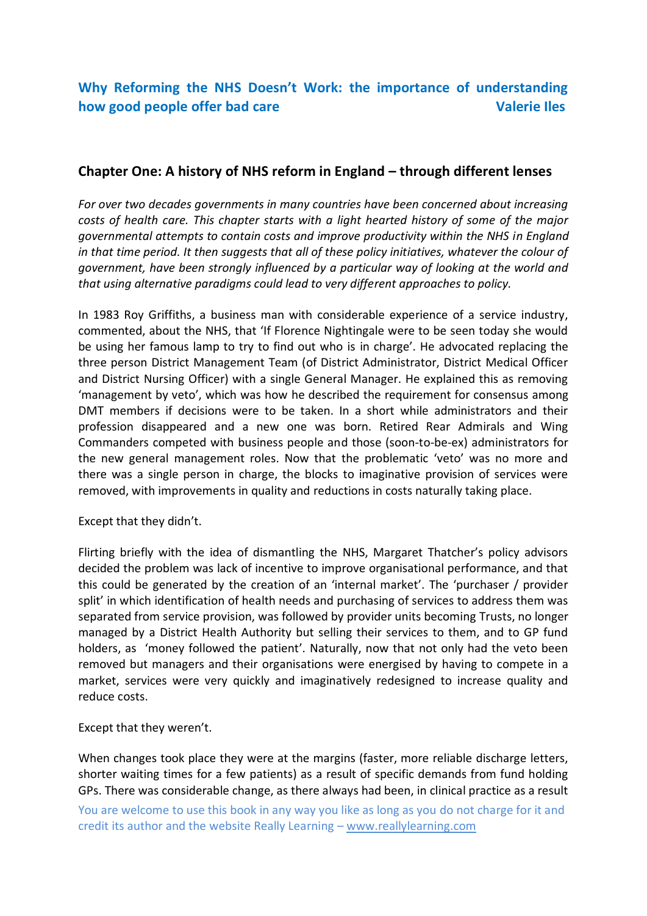# Why Reforming the NHS Doesn't Work: the importance of understanding how good people offer bad care

**Valerie Iles**

## Chapter One: A history of NHS reform in England – through different lenses

*For over two decades governments in many countries have been concerned about increasing costs of health care. This chapter starts with a light hearted history of some of the major governmental attempts to contain costs and improve productivity within the NHS in England in that time period. It then suggests that all of these policy initiatives, whatever the colour of government, have been strongly influenced by a particular way of looking at the world and that using alternative paradigms could lead to very different approaches to policy.*

In 1983 Roy Griffiths, a business man with considerable experience of a service industry, commented, about the NHS, that 'If Florence Nightingale were to be seen today she would be using her famous lamp to try to find out who is in charge'. He advocated replacing the three person District Management Team (of District Administrator, District Medical Officer and District Nursing Officer) with a single General Manager. He explained this as removing 'management by veto', which was how he described the requirement for consensus among DMT members if decisions were to be taken. In a short while administrators and their profession disappeared and a new one was born. Retired Rear Admirals and Wing Commanders competed with business people and those (soon-to-be-ex) administrators for the new general management roles. Now that the problematic 'veto' was no more and there was a single person in charge, the blocks to imaginative provision of services were removed, with improvements in quality and reductions in costs naturally taking place.

Except that they didn't.

Flirting briefly with the idea of dismantling the NHS, Margaret Thatcher's policy advisors decided the problem was lack of incentive to improve organisational performance, and that this could be generated by the creation of an 'internal market'. The 'purchaser / provider split' in which identification of health needs and purchasing of services to address them was separated from service provision, was followed by provider units becoming Trusts, no longer managed by a District Health Authority but selling their services to them, and to GP fund holders, as 'money followed the patient'. Naturally, now that not only had the veto been removed but managers and their organisations were energised by having to compete in a market, services were very quickly and imaginatively redesigned to increase quality and reduce costs.

Except that they weren't.

When changes took place they were at the margins (faster, more reliable discharge letters, shorter waiting times for a few patients) as a result of specific demands from fund holding GPs. There was considerable change, as there always had been, in clinical practice as a result

You are welcome to use this book in any way you like as long as you do not charge for it and credit its author and the website Really Learning – www.reallylearning.com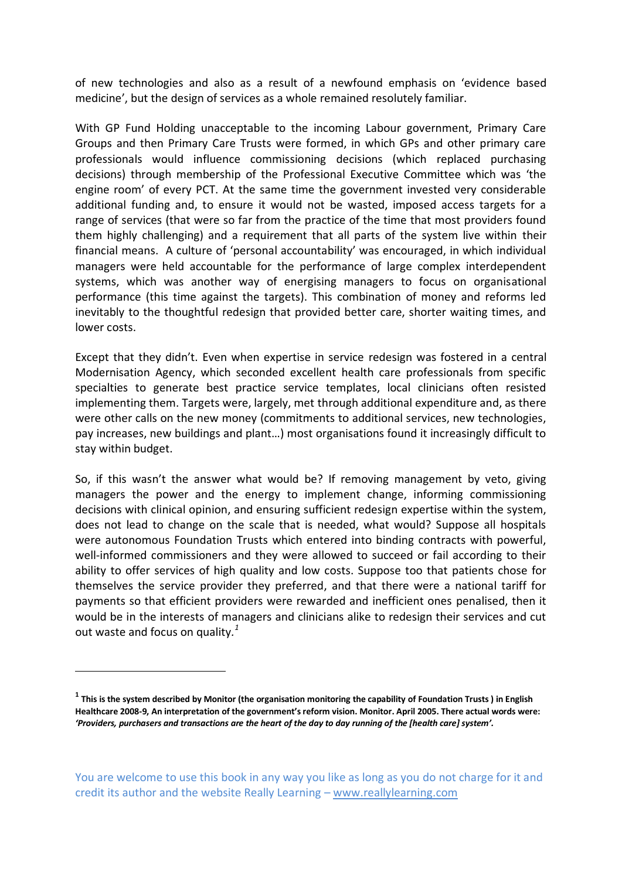of new technologies and also as a result of a newfound emphasis on 'evidence based medicine', but the design of services as a whole remained resolutely familiar.

With GP Fund Holding unacceptable to the incoming Labour government, Primary Care Groups and then Primary Care Trusts were formed, in which GPs and other primary care professionals would influence commissioning decisions (which replaced purchasing decisions) through membership of the Professional Executive Committee which was 'the engine room' of every PCT. At the same time the government invested very considerable additional funding and, to ensure it would not be wasted, imposed access targets for a range of services (that were so far from the practice of the time that most providers found them highly challenging) and a requirement that all parts of the system live within their financial means. A culture of 'personal accountability' was encouraged, in which individual managers were held accountable for the performance of large complex interdependent systems, which was another way of energising managers to focus on organisational performance (this time against the targets). This combination of money and reforms led inevitably to the thoughtful redesign that provided better care, shorter waiting times, and lower costs.

Except that they didn't. Even when expertise in service redesign was fostered in a central Modernisation Agency, which seconded excellent health care professionals from specific specialties to generate best practice service templates, local clinicians often resisted implementing them. Targets were, largely, met through additional expenditure and, as there were other calls on the new money (commitments to additional services, new technologies, pay increases, new buildings and plant…) most organisations found it increasingly difficult to stay within budget.

So, if this wasn't the answer what would be? If removing management by veto, giving managers the power and the energy to implement change, informing commissioning decisions with clinical opinion, and ensuring sufficient redesign expertise within the system, does not lead to change on the scale that is needed, what would? Suppose all hospitals were autonomous Foundation Trusts which entered into binding contracts with powerful, well-informed commissioners and they were allowed to succeed or fail according to their ability to offer services of high quality and low costs. Suppose too that patients chose for themselves the service provider they preferred, and that there were a national tariff for payments so that efficient providers were rewarded and inefficient ones penalised, then it would be in the interests of managers and clinicians alike to redesign their services and cut out waste and focus on quality.[1]

---

**[1] This is the system described by Monitor (the organisation monitoring the capability of Foundation Trusts ) in English Healthcare 2008-9, An interpretation of the government's reform vision. Monitor. April 2005. There actual words were: *'Providers, purchasers and transactions are the heart of the day to day running of the [health care] system'.***

You are welcome to use this book in any way you like as long as you do not charge for it and credit its author and the website Really Learning – www.reallylearning.com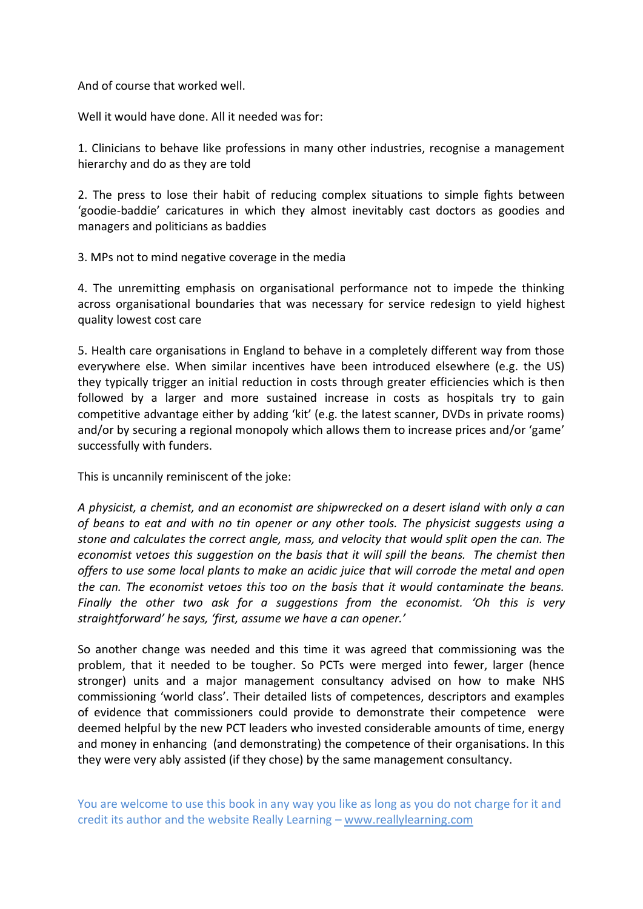And of course that worked well.

Well it would have done. All it needed was for:

1. Clinicians to behave like professions in many other industries, recognise a management hierarchy and do as they are told

2. The press to lose their habit of reducing complex situations to simple fights between 'goodie-baddie' caricatures in which they almost inevitably cast doctors as goodies and managers and politicians as baddies

3. MPs not to mind negative coverage in the media

4. The unremitting emphasis on organisational performance not to impede the thinking across organisational boundaries that was necessary for service redesign to yield highest quality lowest cost care

5. Health care organisations in England to behave in a completely different way from those everywhere else. When similar incentives have been introduced elsewhere (e.g. the US) they typically trigger an initial reduction in costs through greater efficiencies which is then followed by a larger and more sustained increase in costs as hospitals try to gain competitive advantage either by adding 'kit' (e.g. the latest scanner, DVDs in private rooms) and/or by securing a regional monopoly which allows them to increase prices and/or 'game' successfully with funders.

This is uncannily reminiscent of the joke:

*A physicist, a chemist, and an economist are shipwrecked on a desert island with only a can of beans to eat and with no tin opener or any other tools. The physicist suggests using a stone and calculates the correct angle, mass, and velocity that would split open the can. The economist vetoes this suggestion on the basis that it will spill the beans. The chemist then offers to use some local plants to make an acidic juice that will corrode the metal and open the can. The economist vetoes this too on the basis that it would contaminate the beans. Finally the other two ask for a suggestions from the economist. 'Oh this is very straightforward' he says, 'first, assume we have a can opener.'*

So another change was needed and this time it was agreed that commissioning was the problem, that it needed to be tougher. So PCTs were merged into fewer, larger (hence stronger) units and a major management consultancy advised on how to make NHS commissioning 'world class'. Their detailed lists of competences, descriptors and examples of evidence that commissioners could provide to demonstrate their competence were deemed helpful by the new PCT leaders who invested considerable amounts of time, energy and money in enhancing (and demonstrating) the competence of their organisations. In this they were very ably assisted (if they chose) by the same management consultancy.

You are welcome to use this book in any way you like as long as you do not charge for it and credit its author and the website Really Learning – www.reallylearning.com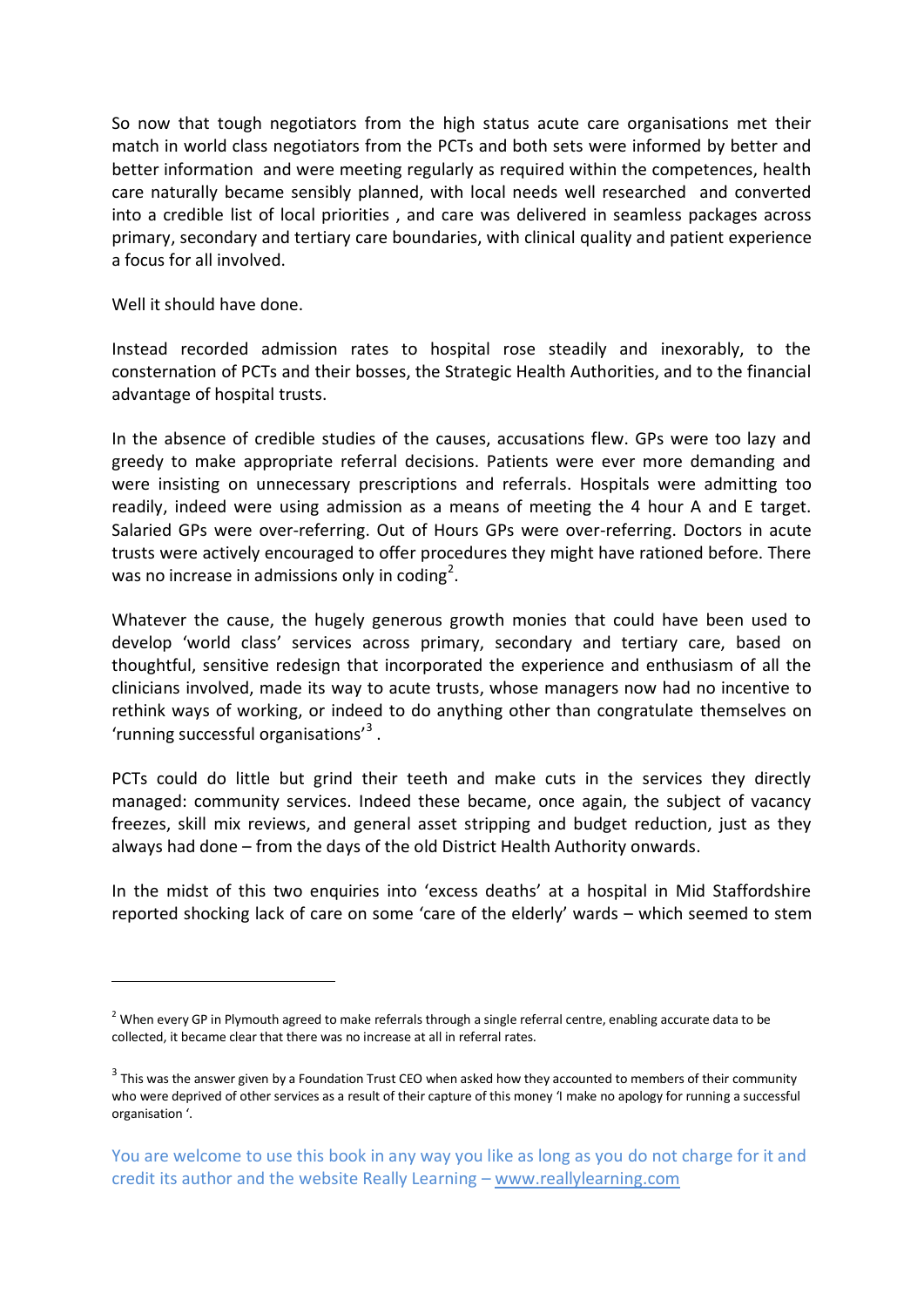So now that tough negotiators from the high status acute care organisations met their match in world class negotiators from the PCTs and both sets were informed by better and better information and were meeting regularly as required within the competences, health care naturally became sensibly planned, with local needs well researched and converted into a credible list of local priorities , and care was delivered in seamless packages across primary, secondary and tertiary care boundaries, with clinical quality and patient experience a focus for all involved.

Well it should have done.

Instead recorded admission rates to hospital rose steadily and inexorably, to the consternation of PCTs and their bosses, the Strategic Health Authorities, and to the financial advantage of hospital trusts.

In the absence of credible studies of the causes, accusations flew. GPs were too lazy and greedy to make appropriate referral decisions. Patients were ever more demanding and were insisting on unnecessary prescriptions and referrals. Hospitals were admitting too readily, indeed were using admission as a means of meeting the 4 hour A and E target. Salaried GPs were over-referring. Out of Hours GPs were over-referring. Doctors in acute trusts were actively encouraged to offer procedures they might have rationed before. There was no increase in admissions only in coding[2].

Whatever the cause, the hugely generous growth monies that could have been used to develop 'world class' services across primary, secondary and tertiary care, based on thoughtful, sensitive redesign that incorporated the experience and enthusiasm of all the clinicians involved, made its way to acute trusts, whose managers now had no incentive to rethink ways of working, or indeed to do anything other than congratulate themselves on 'running successful organisations'[3] .

PCTs could do little but grind their teeth and make cuts in the services they directly managed: community services. Indeed these became, once again, the subject of vacancy freezes, skill mix reviews, and general asset stripping and budget reduction, just as they always had done – from the days of the old District Health Authority onwards.

In the midst of this two enquiries into 'excess deaths' at a hospital in Mid Staffordshire reported shocking lack of care on some 'care of the elderly' wards – which seemed to stem

---

[2] When every GP in Plymouth agreed to make referrals through a single referral centre, enabling accurate data to be collected, it became clear that there was no increase at all in referral rates.

[3] This was the answer given by a Foundation Trust CEO when asked how they accounted to members of their community who were deprived of other services as a result of their capture of this money 'I make no apology for running a successful organisation '.

You are welcome to use this book in any way you like as long as you do not charge for it and credit its author and the website Really Learning – www.reallylearning.com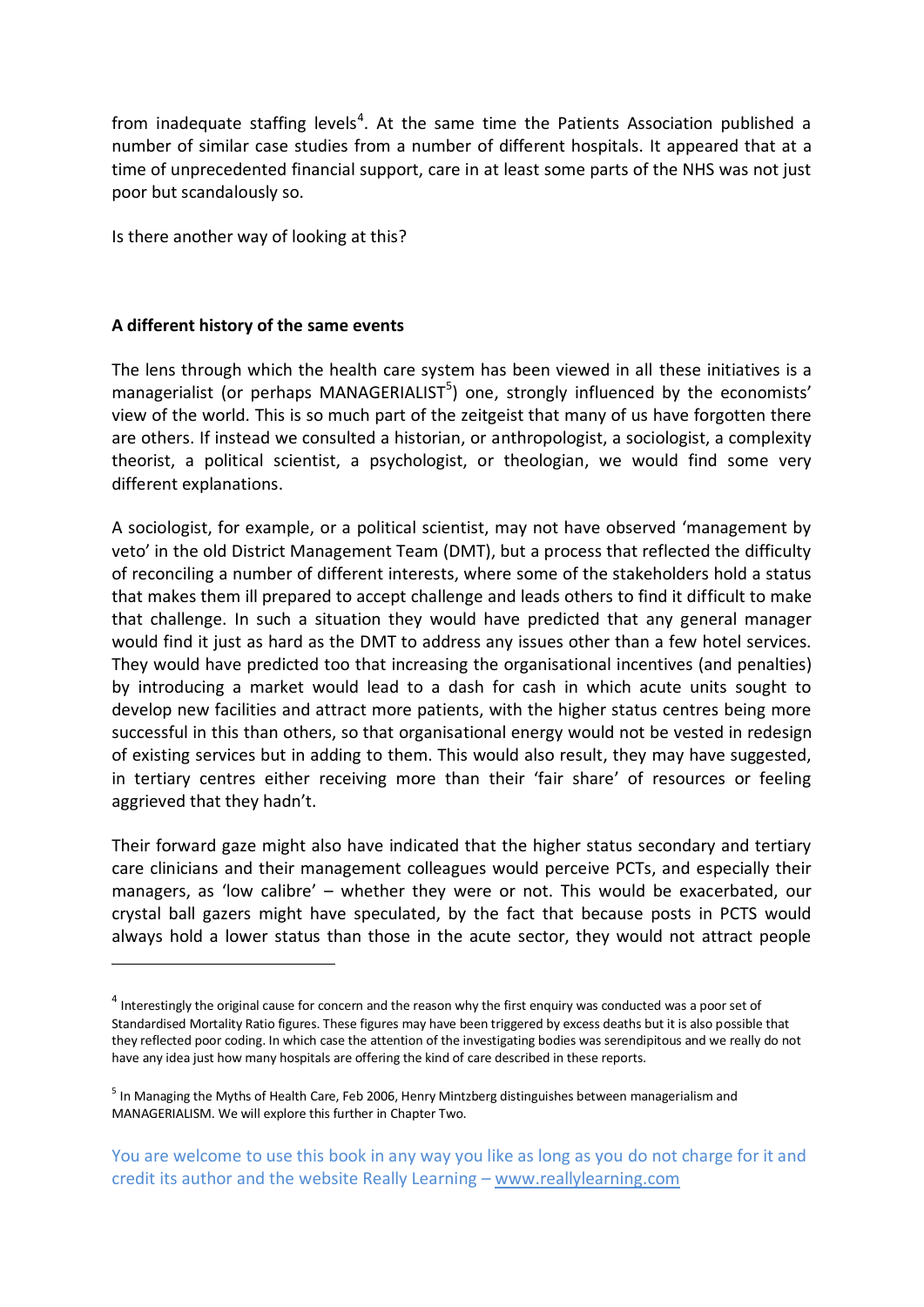from inadequate staffing levels[4]. At the same time the Patients Association published a number of similar case studies from a number of different hospitals. It appeared that at a time of unprecedented financial support, care in at least some parts of the NHS was not just poor but scandalously so.

Is there another way of looking at this?

**A different history of the same events**

The lens through which the health care system has been viewed in all these initiatives is a managerialist (or perhaps MANAGERIALIST[5]) one, strongly influenced by the economists' view of the world. This is so much part of the zeitgeist that many of us have forgotten there are others. If instead we consulted a historian, or anthropologist, a sociologist, a complexity theorist, a political scientist, a psychologist, or theologian, we would find some very different explanations.

A sociologist, for example, or a political scientist, may not have observed 'management by veto' in the old District Management Team (DMT), but a process that reflected the difficulty of reconciling a number of different interests, where some of the stakeholders hold a status that makes them ill prepared to accept challenge and leads others to find it difficult to make that challenge. In such a situation they would have predicted that any general manager would find it just as hard as the DMT to address any issues other than a few hotel services. They would have predicted too that increasing the organisational incentives (and penalties) by introducing a market would lead to a dash for cash in which acute units sought to develop new facilities and attract more patients, with the higher status centres being more successful in this than others, so that organisational energy would not be vested in redesign of existing services but in adding to them. This would also result, they may have suggested, in tertiary centres either receiving more than their 'fair share' of resources or feeling aggrieved that they hadn't.

Their forward gaze might also have indicated that the higher status secondary and tertiary care clinicians and their management colleagues would perceive PCTs, and especially their managers, as 'low calibre' – whether they were or not. This would be exacerbated, our crystal ball gazers might have speculated, by the fact that because posts in PCTS would always hold a lower status than those in the acute sector, they would not attract people

---

[4] Interestingly the original cause for concern and the reason why the first enquiry was conducted was a poor set of Standardised Mortality Ratio figures. These figures may have been triggered by excess deaths but it is also possible that they reflected poor coding. In which case the attention of the investigating bodies was serendipitous and we really do not have any idea just how many hospitals are offering the kind of care described in these reports.

[5] In Managing the Myths of Health Care, Feb 2006, Henry Mintzberg distinguishes between managerialism and MANAGERIALISM. We will explore this further in Chapter Two.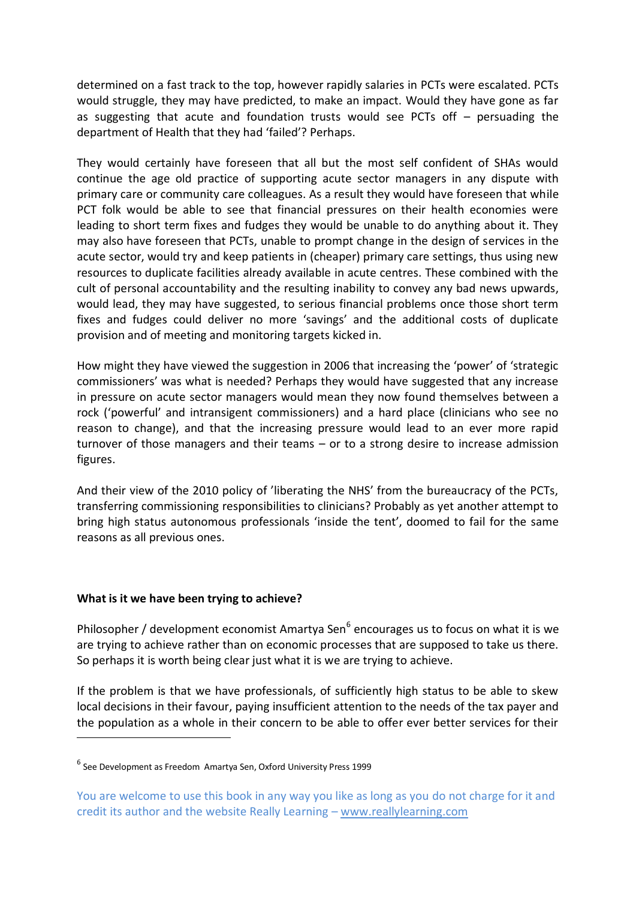determined on a fast track to the top, however rapidly salaries in PCTs were escalated. PCTs would struggle, they may have predicted, to make an impact. Would they have gone as far as suggesting that acute and foundation trusts would see PCTs off – persuading the department of Health that they had 'failed'? Perhaps.

They would certainly have foreseen that all but the most self confident of SHAs would continue the age old practice of supporting acute sector managers in any dispute with primary care or community care colleagues. As a result they would have foreseen that while PCT folk would be able to see that financial pressures on their health economies were leading to short term fixes and fudges they would be unable to do anything about it. They may also have foreseen that PCTs, unable to prompt change in the design of services in the acute sector, would try and keep patients in (cheaper) primary care settings, thus using new resources to duplicate facilities already available in acute centres. These combined with the cult of personal accountability and the resulting inability to convey any bad news upwards, would lead, they may have suggested, to serious financial problems once those short term fixes and fudges could deliver no more 'savings' and the additional costs of duplicate provision and of meeting and monitoring targets kicked in.

How might they have viewed the suggestion in 2006 that increasing the 'power' of 'strategic commissioners' was what is needed? Perhaps they would have suggested that any increase in pressure on acute sector managers would mean they now found themselves between a rock ('powerful' and intransigent commissioners) and a hard place (clinicians who see no reason to change), and that the increasing pressure would lead to an ever more rapid turnover of those managers and their teams – or to a strong desire to increase admission figures.

And their view of the 2010 policy of 'liberating the NHS' from the bureaucracy of the PCTs, transferring commissioning responsibilities to clinicians? Probably as yet another attempt to bring high status autonomous professionals 'inside the tent', doomed to fail for the same reasons as all previous ones.

**What is it we have been trying to achieve?**

Philosopher / development economist Amartya Sen[6] encourages us to focus on what it is we are trying to achieve rather than on economic processes that are supposed to take us there. So perhaps it is worth being clear just what it is we are trying to achieve.

If the problem is that we have professionals, of sufficiently high status to be able to skew local decisions in their favour, paying insufficient attention to the needs of the tax payer and the population as a whole in their concern to be able to offer ever better services for their

[6] See Development as Freedom Amartya Sen, Oxford University Press 1999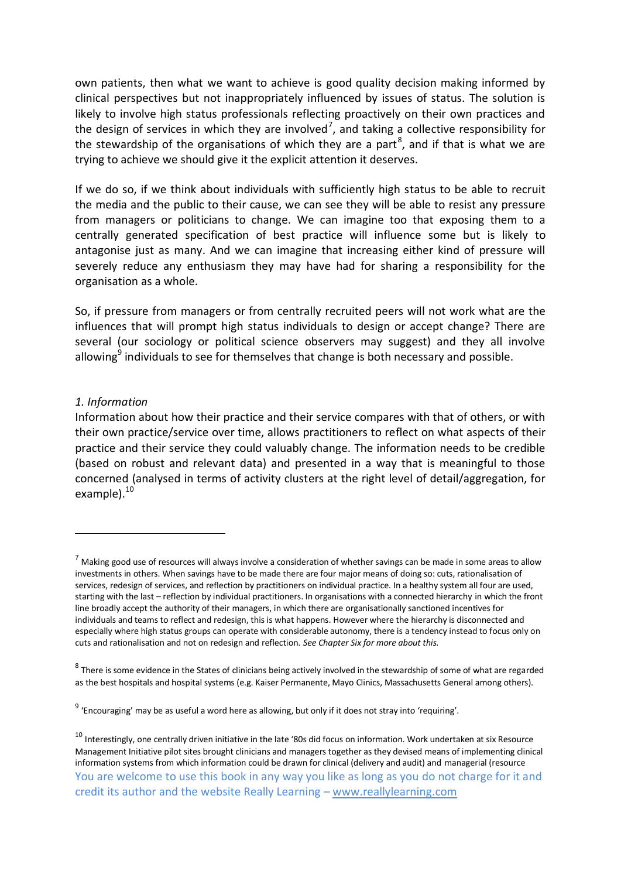own patients, then what we want to achieve is good quality decision making informed by clinical perspectives but not inappropriately influenced by issues of status. The solution is likely to involve high status professionals reflecting proactively on their own practices and the design of services in which they are involved[7], and taking a collective responsibility for the stewardship of the organisations of which they are a part[8], and if that is what we are trying to achieve we should give it the explicit attention it deserves.

If we do so, if we think about individuals with sufficiently high status to be able to recruit the media and the public to their cause, we can see they will be able to resist any pressure from managers or politicians to change. We can imagine too that exposing them to a centrally generated specification of best practice will influence some but is likely to antagonise just as many. And we can imagine that increasing either kind of pressure will severely reduce any enthusiasm they may have had for sharing a responsibility for the organisation as a whole.

So, if pressure from managers or from centrally recruited peers will not work what are the influences that will prompt high status individuals to design or accept change? There are several (our sociology or political science observers may suggest) and they all involve allowing[9] individuals to see for themselves that change is both necessary and possible.

*1. Information*

Information about how their practice and their service compares with that of others, or with their own practice/service over time, allows practitioners to reflect on what aspects of their practice and their service they could valuably change. The information needs to be credible (based on robust and relevant data) and presented in a way that is meaningful to those concerned (analysed in terms of activity clusters at the right level of detail/aggregation, for example).[10]

---

[7] Making good use of resources will always involve a consideration of whether savings can be made in some areas to allow investments in others. When savings have to be made there are four major means of doing so: cuts, rationalisation of services, redesign of services, and reflection by practitioners on individual practice. In a healthy system all four are used, starting with the last – reflection by individual practitioners. In organisations with a connected hierarchy in which the front line broadly accept the authority of their managers, in which there are organisationally sanctioned incentives for individuals and teams to reflect and redesign, this is what happens. However where the hierarchy is disconnected and especially where high status groups can operate with considerable autonomy, there is a tendency instead to focus only on cuts and rationalisation and not on redesign and reflection. *See Chapter Six for more about this.*

[8] There is some evidence in the States of clinicians being actively involved in the stewardship of some of what are regarded as the best hospitals and hospital systems (e.g. Kaiser Permanente, Mayo Clinics, Massachusetts General among others).

[9] 'Encouraging' may be as useful a word here as allowing, but only if it does not stray into 'requiring'.

[10] Interestingly, one centrally driven initiative in the late '80s did focus on information. Work undertaken at six Resource Management Initiative pilot sites brought clinicians and managers together as they devised means of implementing clinical information systems from which information could be drawn for clinical (delivery and audit) and managerial (resource

You are welcome to use this book in any way you like as long as you do not charge for it and credit its author and the website Really Learning – [www.reallylearning.com](http://www.reallylearning.com)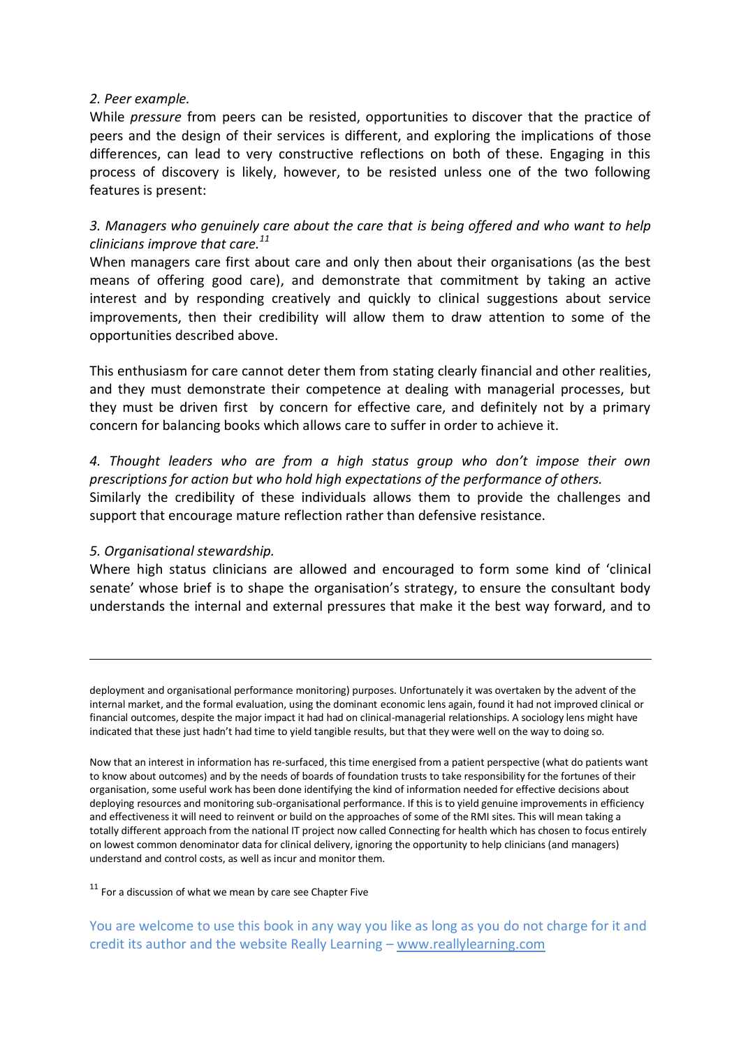*2. Peer example.*

While *pressure* from peers can be resisted, opportunities to discover that the practice of peers and the design of their services is different, and exploring the implications of those differences, can lead to very constructive reflections on both of these. Engaging in this process of discovery is likely, however, to be resisted unless one of the two following features is present:

*3. Managers who genuinely care about the care that is being offered and who want to help clinicians improve that care.*[11]

When managers care first about care and only then about their organisations (as the best means of offering good care), and demonstrate that commitment by taking an active interest and by responding creatively and quickly to clinical suggestions about service improvements, then their credibility will allow them to draw attention to some of the opportunities described above.

This enthusiasm for care cannot deter them from stating clearly financial and other realities, and they must demonstrate their competence at dealing with managerial processes, but they must be driven first by concern for effective care, and definitely not by a primary concern for balancing books which allows care to suffer in order to achieve it.

*4. Thought leaders who are from a high status group who don't impose their own prescriptions for action but who hold high expectations of the performance of others.*

Similarly the credibility of these individuals allows them to provide the challenges and support that encourage mature reflection rather than defensive resistance.

*5. Organisational stewardship.*

Where high status clinicians are allowed and encouraged to form some kind of 'clinical senate' whose brief is to shape the organisation's strategy, to ensure the consultant body understands the internal and external pressures that make it the best way forward, and to

---

deployment and organisational performance monitoring) purposes. Unfortunately it was overtaken by the advent of the internal market, and the formal evaluation, using the dominant economic lens again, found it had not improved clinical or financial outcomes, despite the major impact it had had on clinical-managerial relationships. A sociology lens might have indicated that these just hadn't had time to yield tangible results, but that they were well on the way to doing so.

Now that an interest in information has re-surfaced, this time energised from a patient perspective (what do patients want to know about outcomes) and by the needs of boards of foundation trusts to take responsibility for the fortunes of their organisation, some useful work has been done identifying the kind of information needed for effective decisions about deploying resources and monitoring sub-organisational performance. If this is to yield genuine improvements in efficiency and effectiveness it will need to reinvent or build on the approaches of some of the RMI sites. This will mean taking a totally different approach from the national IT project now called Connecting for health which has chosen to focus entirely on lowest common denominator data for clinical delivery, ignoring the opportunity to help clinicians (and managers) understand and control costs, as well as incur and monitor them.

[11] For a discussion of what we mean by care see Chapter Five

You are welcome to use this book in any way you like as long as you do not charge for it and credit its author and the website Really Learning – www.reallylearning.com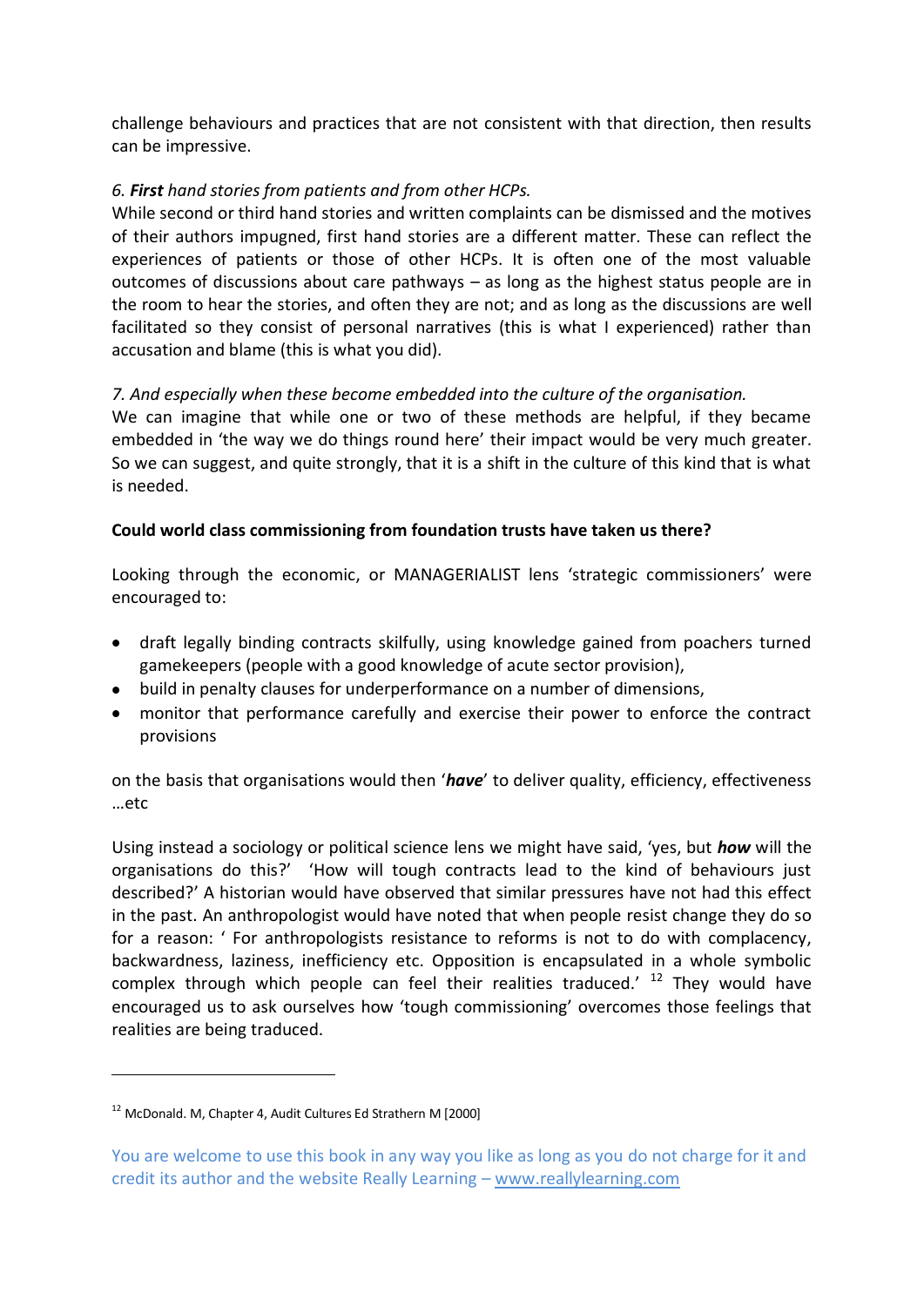challenge behaviours and practices that are not consistent with that direction, then results can be impressive.

*6. **First** hand stories from patients and from other HCPs.*

While second or third hand stories and written complaints can be dismissed and the motives of their authors impugned, first hand stories are a different matter. These can reflect the experiences of patients or those of other HCPs. It is often one of the most valuable outcomes of discussions about care pathways – as long as the highest status people are in the room to hear the stories, and often they are not; and as long as the discussions are well facilitated so they consist of personal narratives (this is what I experienced) rather than accusation and blame (this is what you did).

*7. And especially when these become embedded into the culture of the organisation.*

We can imagine that while one or two of these methods are helpful, if they became embedded in 'the way we do things round here' their impact would be very much greater. So we can suggest, and quite strongly, that it is a shift in the culture of this kind that is what is needed.

**Could world class commissioning from foundation trusts have taken us there?**

Looking through the economic, or MANAGERIALIST lens 'strategic commissioners' were encouraged to:

- draft legally binding contracts skilfully, using knowledge gained from poachers turned gamekeepers (people with a good knowledge of acute sector provision),
- build in penalty clauses for underperformance on a number of dimensions,
- monitor that performance carefully and exercise their power to enforce the contract provisions

on the basis that organisations would then '***have***' to deliver quality, efficiency, effectiveness …etc

Using instead a sociology or political science lens we might have said, 'yes, but ***how*** will the organisations do this?' 'How will tough contracts lead to the kind of behaviours just described?' A historian would have observed that similar pressures have not had this effect in the past. An anthropologist would have noted that when people resist change they do so for a reason: ' For anthropologists resistance to reforms is not to do with complacency, backwardness, laziness, inefficiency etc. Opposition is encapsulated in a whole symbolic complex through which people can feel their realities traduced.' [12] They would have encouraged us to ask ourselves how 'tough commissioning' overcomes those feelings that realities are being traduced.

---

[12] McDonald. M, Chapter 4, Audit Cultures Ed Strathern M [2000]

You are welcome to use this book in any way you like as long as you do not charge for it and credit its author and the website Really Learning – www.reallylearning.com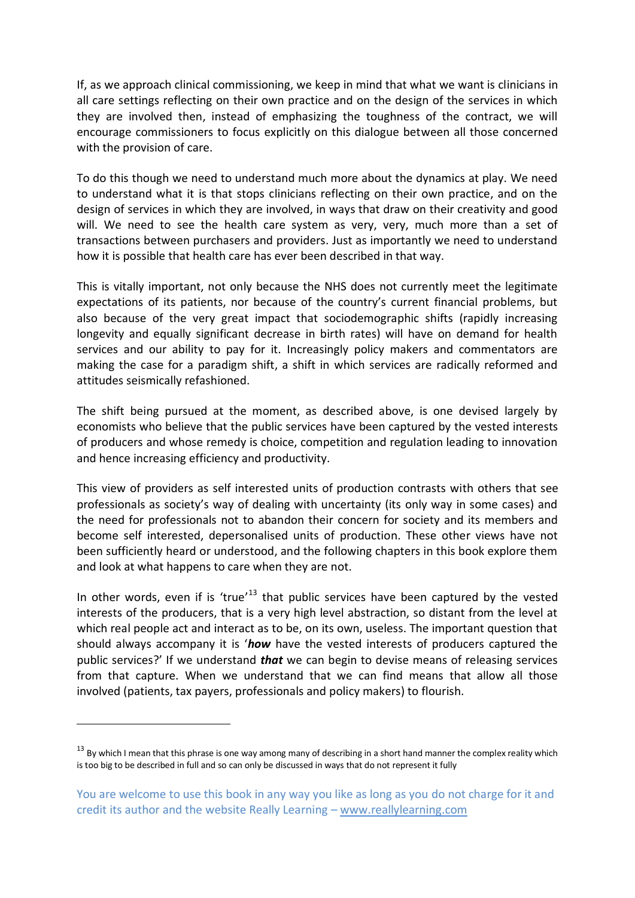If, as we approach clinical commissioning, we keep in mind that what we want is clinicians in all care settings reflecting on their own practice and on the design of the services in which they are involved then, instead of emphasizing the toughness of the contract, we will encourage commissioners to focus explicitly on this dialogue between all those concerned with the provision of care.

To do this though we need to understand much more about the dynamics at play. We need to understand what it is that stops clinicians reflecting on their own practice, and on the design of services in which they are involved, in ways that draw on their creativity and good will. We need to see the health care system as very, very, much more than a set of transactions between purchasers and providers. Just as importantly we need to understand how it is possible that health care has ever been described in that way.

This is vitally important, not only because the NHS does not currently meet the legitimate expectations of its patients, nor because of the country's current financial problems, but also because of the very great impact that sociodemographic shifts (rapidly increasing longevity and equally significant decrease in birth rates) will have on demand for health services and our ability to pay for it. Increasingly policy makers and commentators are making the case for a paradigm shift, a shift in which services are radically reformed and attitudes seismically refashioned.

The shift being pursued at the moment, as described above, is one devised largely by economists who believe that the public services have been captured by the vested interests of producers and whose remedy is choice, competition and regulation leading to innovation and hence increasing efficiency and productivity.

This view of providers as self interested units of production contrasts with others that see professionals as society's way of dealing with uncertainty (its only way in some cases) and the need for professionals not to abandon their concern for society and its members and become self interested, depersonalised units of production. These other views have not been sufficiently heard or understood, and the following chapters in this book explore them and look at what happens to care when they are not.

In other words, even if is 'true'[13] that public services have been captured by the vested interests of the producers, that is a very high level abstraction, so distant from the level at which real people act and interact as to be, on its own, useless. The important question that should always accompany it is '***how*** have the vested interests of producers captured the public services?' If we understand ***that*** we can begin to devise means of releasing services from that capture. When we understand that we can find means that allow all those involved (patients, tax payers, professionals and policy makers) to flourish.

[13] By which I mean that this phrase is one way among many of describing in a short hand manner the complex reality which is too big to be described in full and so can only be discussed in ways that do not represent it fully

You are welcome to use this book in any way you like as long as you do not charge for it and credit its author and the website Really Learning – www.reallylearning.com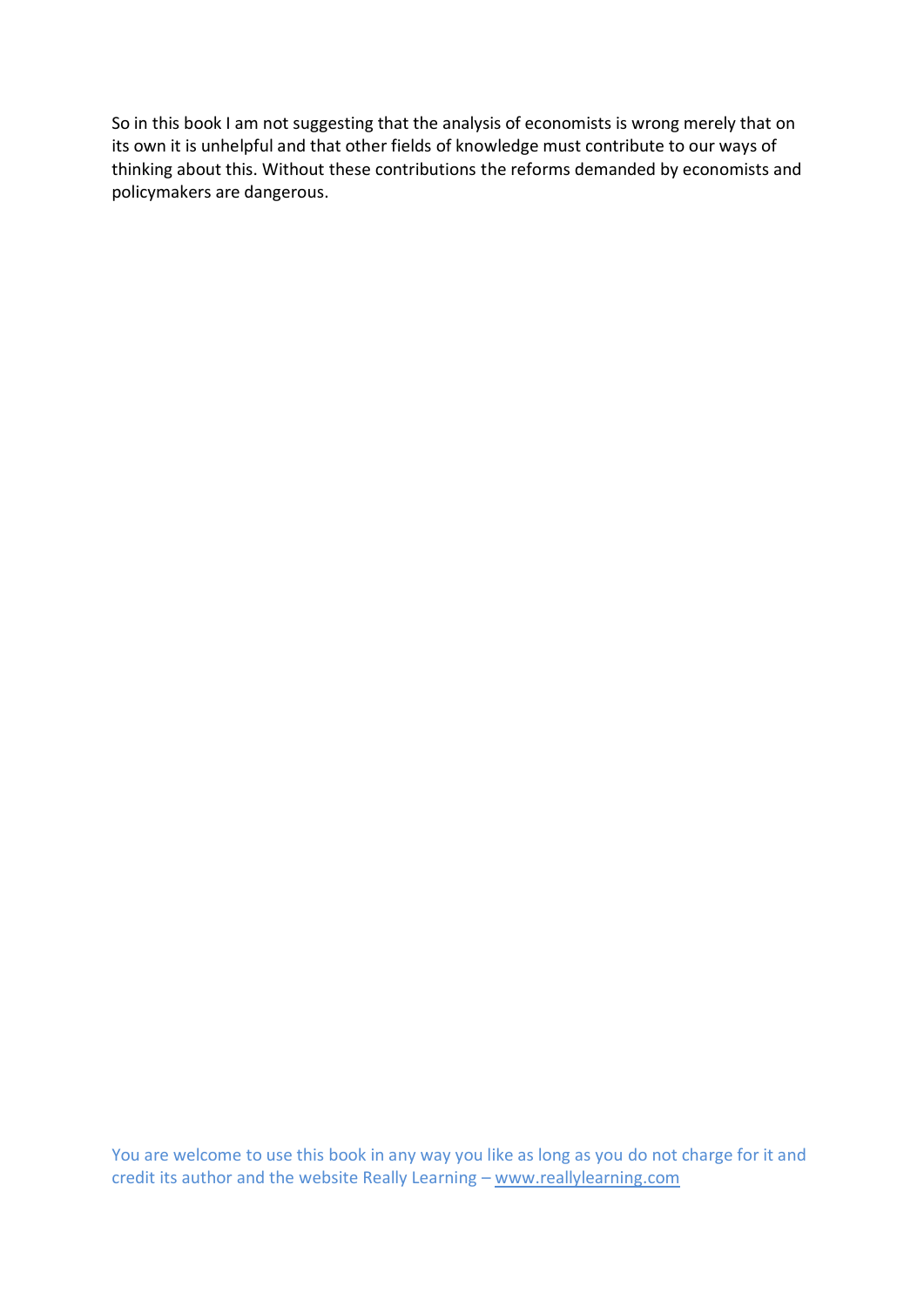So in this book I am not suggesting that the analysis of economists is wrong merely that on its own it is unhelpful and that other fields of knowledge must contribute to our ways of thinking about this. Without these contributions the reforms demanded by economists and policymakers are dangerous.

You are welcome to use this book in any way you like as long as you do not charge for it and credit its author and the website Really Learning – [www.reallylearning.com](http://www.reallylearning.com)